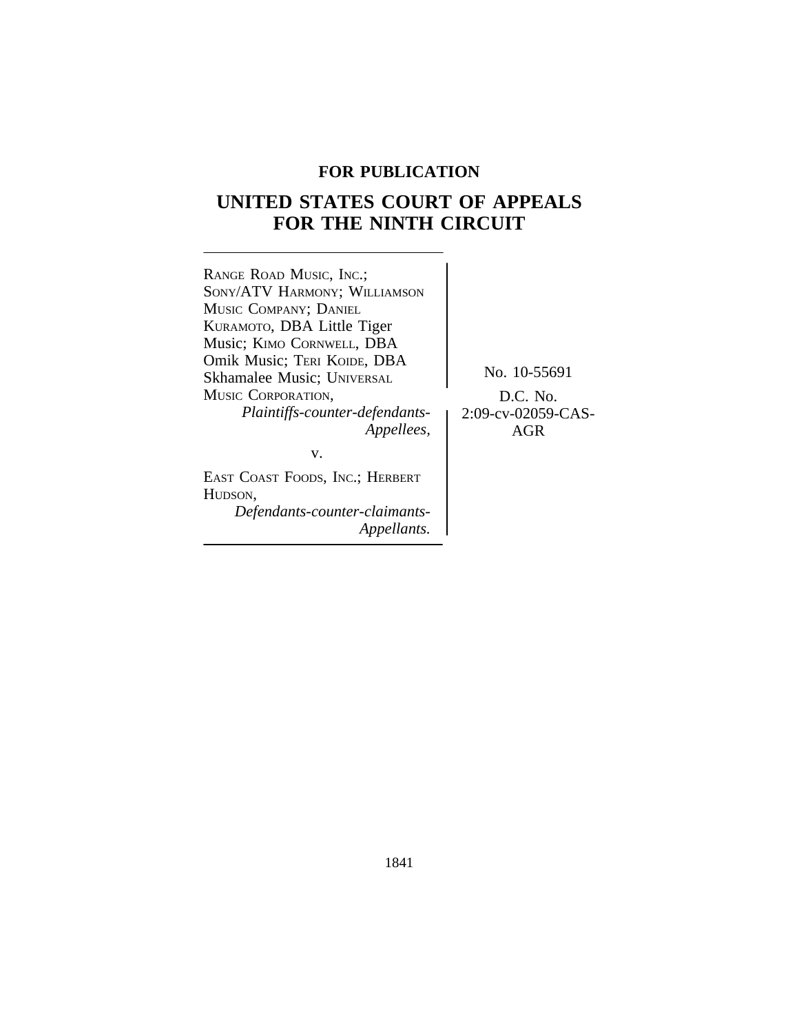**FOR PUBLICATION**

# UNITED STATES COURT OF APPEALS FOR THE NINTH CIRCUIT

RANGE ROAD MUSIC, INC.; SONY/ATV HARMONY; WILLIAMSON MUSIC COMPANY; DANIEL KURAMOTO, DBA Little Tiger Music; KIMO CORNWELL, DBA Omik Music; TERI KOIDE, DBA Skhamalee Music; UNIVERSAL MUSIC CORPORATION,
*Plaintiffs-counter-defendants-Appellees,*

v.

EAST COAST FOODS, INC.; HERBERT HUDSON,
*Defendants-counter-claimants-Appellants.*

No. 10-55691

D.C. No. 2:09-cv-02059-CAS-AGR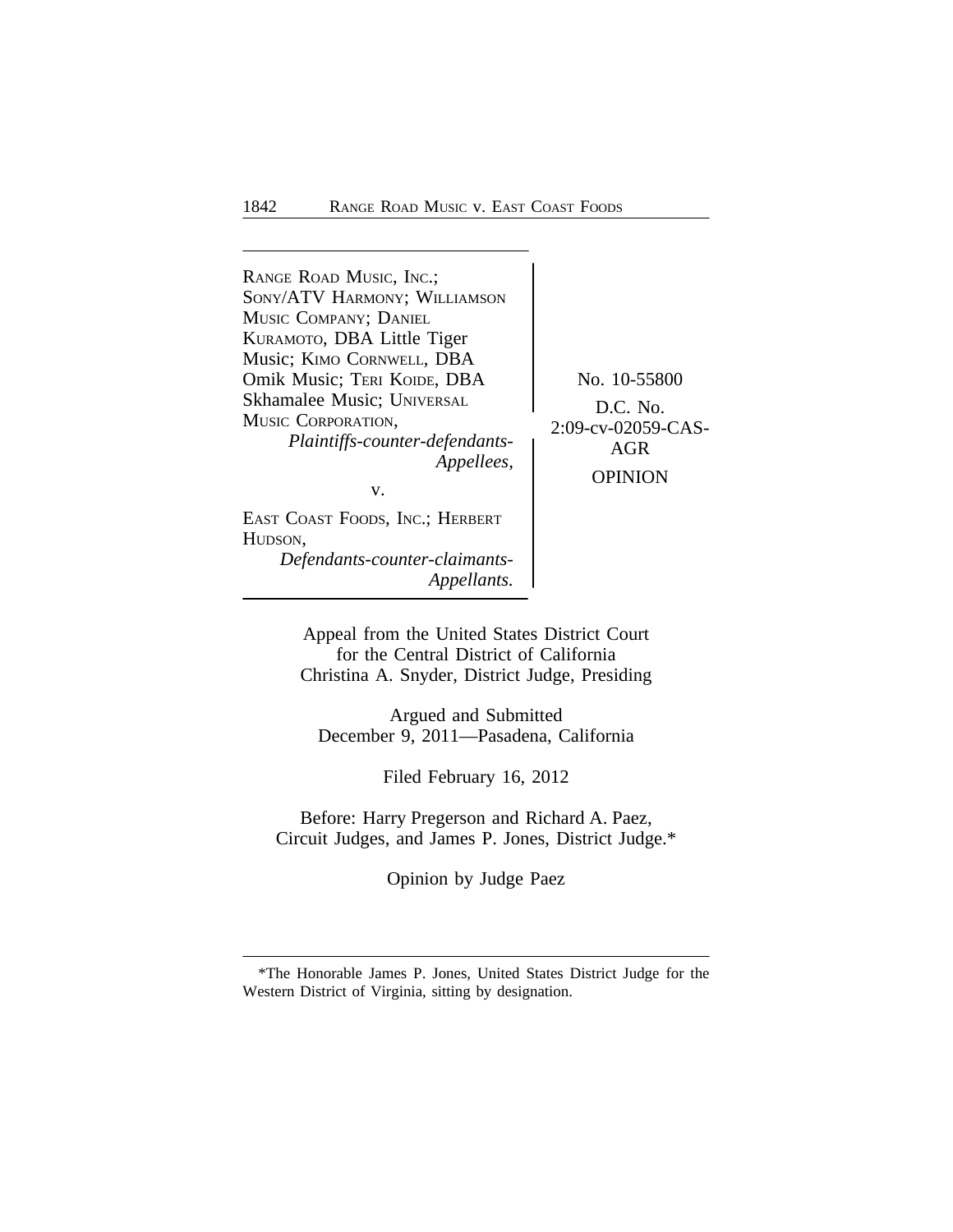RANGE ROAD MUSIC, INC.; SONY/ATV HARMONY; WILLIAMSON MUSIC COMPANY; DANIEL KURAMOTO, DBA Little Tiger Music; KIMO CORNWELL, DBA Omik Music; TERI KOIDE, DBA Skhamalee Music; UNIVERSAL MUSIC CORPORATION,
*Plaintiffs-counter-defendants-Appellees,*

v.

EAST COAST FOODS, INC.; HERBERT HUDSON,
*Defendants-counter-claimants-Appellants.*

No. 10-55800

D.C. No. 2:09-cv-02059-CAS-AGR

OPINION

Appeal from the United States District Court for the Central District of California
Christina A. Snyder, District Judge, Presiding

Argued and Submitted
December 9, 2011—Pasadena, California

Filed February 16, 2012

Before: Harry Pregerson and Richard A. Paez, Circuit Judges, and James P. Jones, District Judge.*

Opinion by Judge Paez

---

*The Honorable James P. Jones, United States District Judge for the Western District of Virginia, sitting by designation.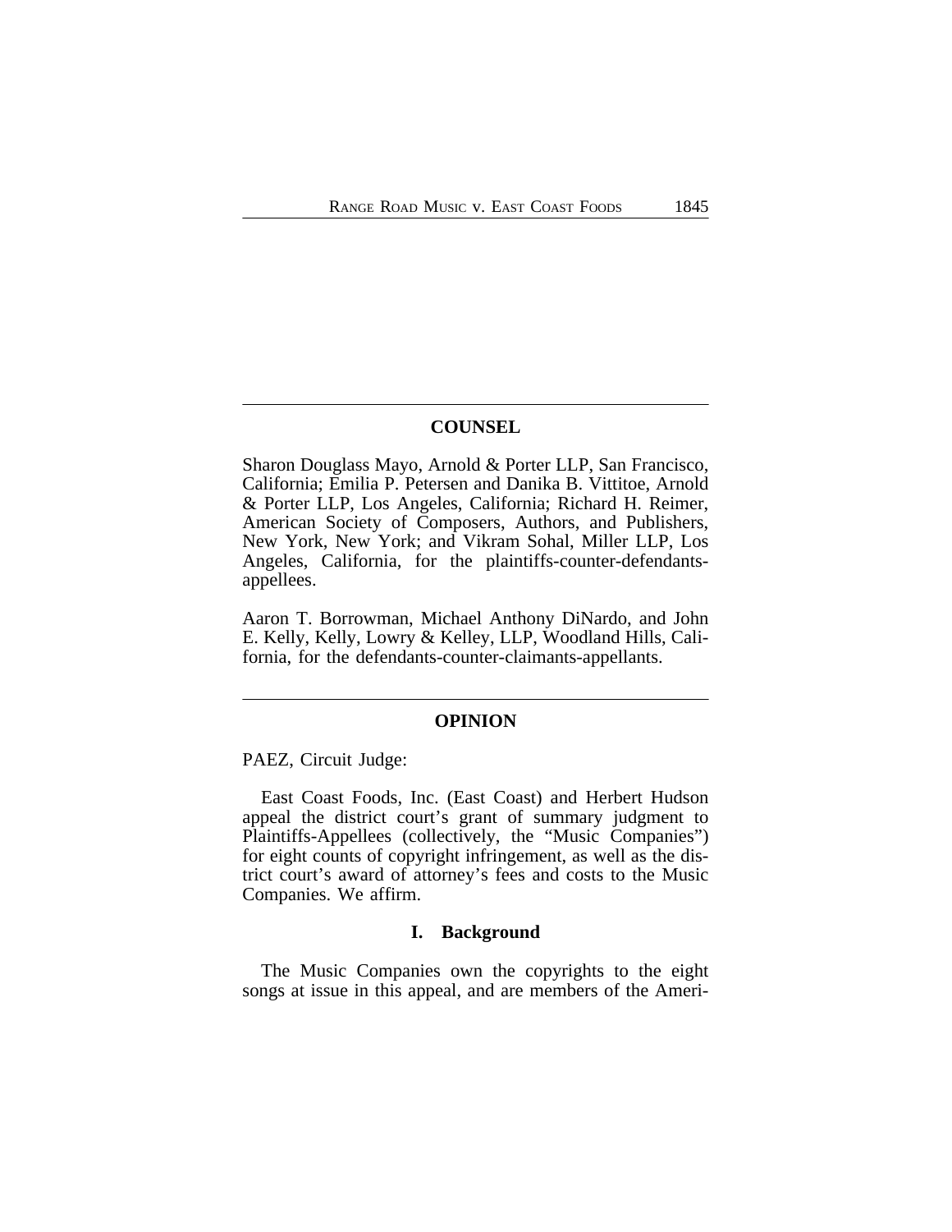## COUNSEL

Sharon Douglass Mayo, Arnold & Porter LLP, San Francisco, California; Emilia P. Petersen and Danika B. Vittitoe, Arnold & Porter LLP, Los Angeles, California; Richard H. Reimer, American Society of Composers, Authors, and Publishers, New York, New York; and Vikram Sohal, Miller LLP, Los Angeles, California, for the plaintiffs-counter-defendants-appellees.

Aaron T. Borrowman, Michael Anthony DiNardo, and John E. Kelly, Kelly, Lowry & Kelley, LLP, Woodland Hills, California, for the defendants-counter-claimants-appellants.

## OPINION

PAEZ, Circuit Judge:

East Coast Foods, Inc. (East Coast) and Herbert Hudson appeal the district court's grant of summary judgment to Plaintiffs-Appellees (collectively, the "Music Companies") for eight counts of copyright infringement, as well as the district court's award of attorney's fees and costs to the Music Companies. We affirm.

### I. Background

The Music Companies own the copyrights to the eight songs at issue in this appeal, and are members of the Ameri-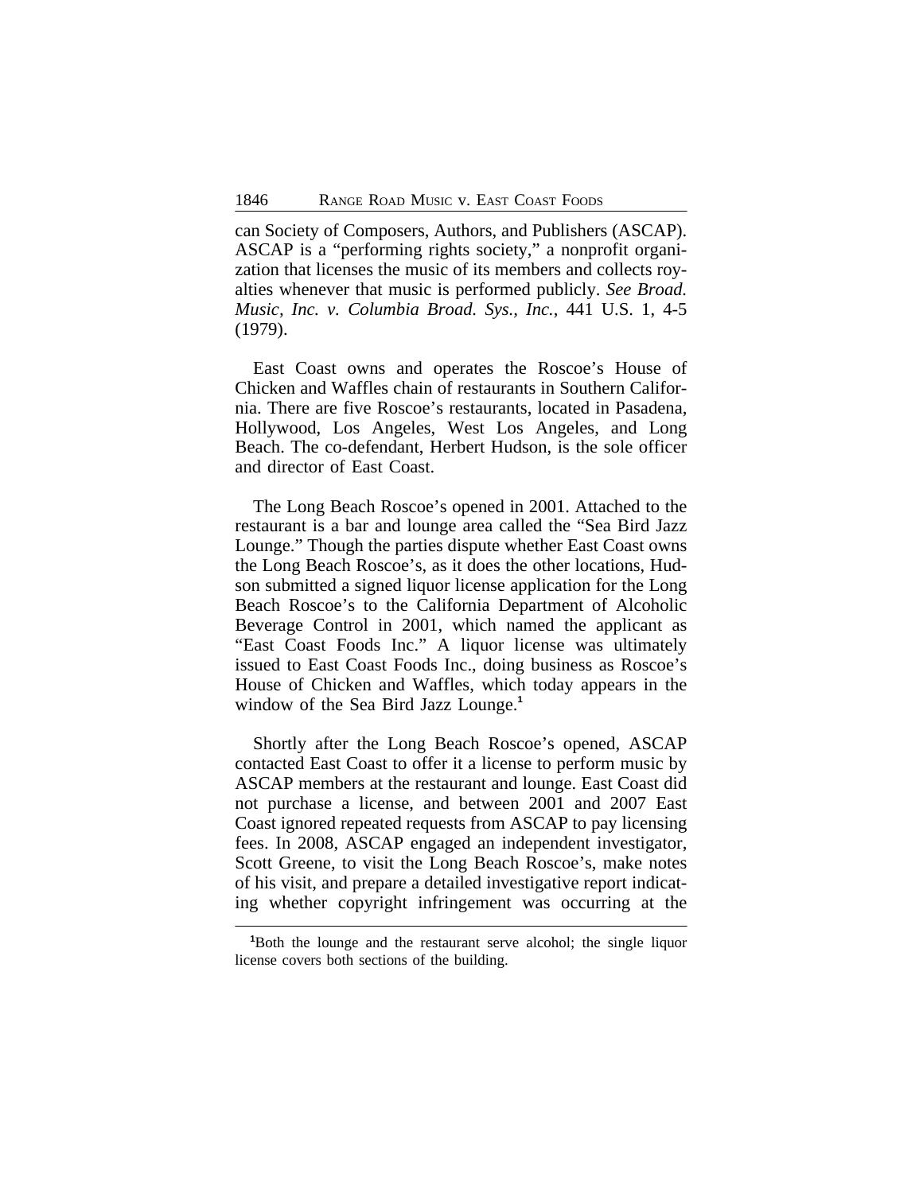can Society of Composers, Authors, and Publishers (ASCAP). ASCAP is a "performing rights society," a nonprofit organization that licenses the music of its members and collects royalties whenever that music is performed publicly. *See Broad. Music, Inc. v. Columbia Broad. Sys., Inc.*, 441 U.S. 1, 4-5 (1979).

East Coast owns and operates the Roscoe's House of Chicken and Waffles chain of restaurants in Southern California. There are five Roscoe's restaurants, located in Pasadena, Hollywood, Los Angeles, West Los Angeles, and Long Beach. The co-defendant, Herbert Hudson, is the sole officer and director of East Coast.

The Long Beach Roscoe's opened in 2001. Attached to the restaurant is a bar and lounge area called the "Sea Bird Jazz Lounge." Though the parties dispute whether East Coast owns the Long Beach Roscoe's, as it does the other locations, Hudson submitted a signed liquor license application for the Long Beach Roscoe's to the California Department of Alcoholic Beverage Control in 2001, which named the applicant as "East Coast Foods Inc." A liquor license was ultimately issued to East Coast Foods Inc., doing business as Roscoe's House of Chicken and Waffles, which today appears in the window of the Sea Bird Jazz Lounge.[1]

Shortly after the Long Beach Roscoe's opened, ASCAP contacted East Coast to offer it a license to perform music by ASCAP members at the restaurant and lounge. East Coast did not purchase a license, and between 2001 and 2007 East Coast ignored repeated requests from ASCAP to pay licensing fees. In 2008, ASCAP engaged an independent investigator, Scott Greene, to visit the Long Beach Roscoe's, make notes of his visit, and prepare a detailed investigative report indicating whether copyright infringement was occurring at the

[1] Both the lounge and the restaurant serve alcohol; the single liquor license covers both sections of the building.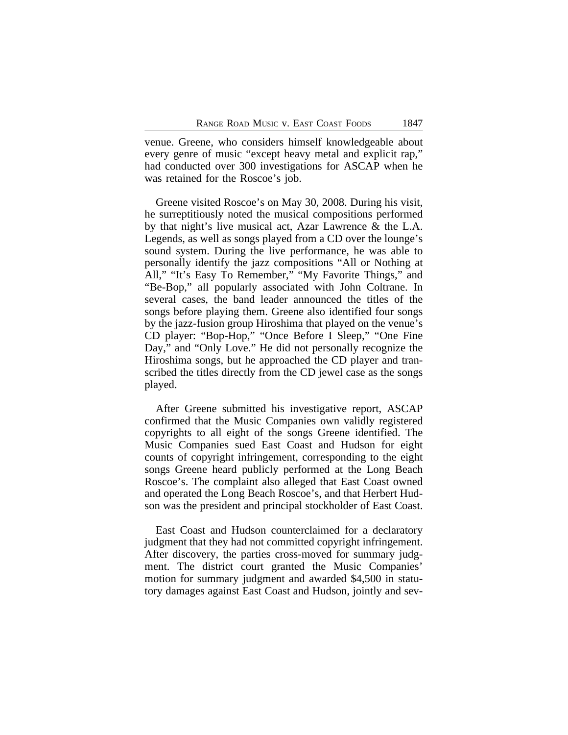venue. Greene, who considers himself knowledgeable about every genre of music "except heavy metal and explicit rap," had conducted over 300 investigations for ASCAP when he was retained for the Roscoe's job.

Greene visited Roscoe's on May 30, 2008. During his visit, he surreptitiously noted the musical compositions performed by that night's live musical act, Azar Lawrence & the L.A. Legends, as well as songs played from a CD over the lounge's sound system. During the live performance, he was able to personally identify the jazz compositions "All or Nothing at All," "It's Easy To Remember," "My Favorite Things," and "Be-Bop," all popularly associated with John Coltrane. In several cases, the band leader announced the titles of the songs before playing them. Greene also identified four songs by the jazz-fusion group Hiroshima that played on the venue's CD player: "Bop-Hop," "Once Before I Sleep," "One Fine Day," and "Only Love." He did not personally recognize the Hiroshima songs, but he approached the CD player and transcribed the titles directly from the CD jewel case as the songs played.

After Greene submitted his investigative report, ASCAP confirmed that the Music Companies own validly registered copyrights to all eight of the songs Greene identified. The Music Companies sued East Coast and Hudson for eight counts of copyright infringement, corresponding to the eight songs Greene heard publicly performed at the Long Beach Roscoe's. The complaint also alleged that East Coast owned and operated the Long Beach Roscoe's, and that Herbert Hudson was the president and principal stockholder of East Coast.

East Coast and Hudson counterclaimed for a declaratory judgment that they had not committed copyright infringement. After discovery, the parties cross-moved for summary judgment. The district court granted the Music Companies' motion for summary judgment and awarded $4,500 in statutory damages against East Coast and Hudson, jointly and sev-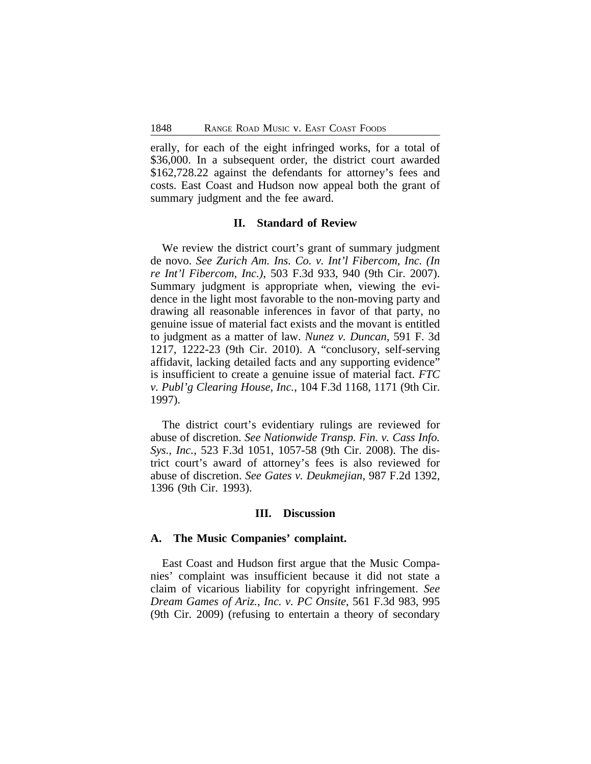erally, for each of the eight infringed works, for a total of $36,000. In a subsequent order, the district court awarded $162,728.22 against the defendants for attorney's fees and costs. East Coast and Hudson now appeal both the grant of summary judgment and the fee award.

## II. Standard of Review

We review the district court's grant of summary judgment de novo. *See Zurich Am. Ins. Co. v. Int'l Fibercom, Inc. (In re Int'l Fibercom, Inc.)*, 503 F.3d 933, 940 (9th Cir. 2007). Summary judgment is appropriate when, viewing the evidence in the light most favorable to the non-moving party and drawing all reasonable inferences in favor of that party, no genuine issue of material fact exists and the movant is entitled to judgment as a matter of law. *Nunez v. Duncan*, 591 F. 3d 1217, 1222-23 (9th Cir. 2010). A "conclusory, self-serving affidavit, lacking detailed facts and any supporting evidence" is insufficient to create a genuine issue of material fact. *FTC v. Publ'g Clearing House, Inc.*, 104 F.3d 1168, 1171 (9th Cir. 1997).

The district court's evidentiary rulings are reviewed for abuse of discretion. *See Nationwide Transp. Fin. v. Cass Info. Sys., Inc.*, 523 F.3d 1051, 1057-58 (9th Cir. 2008). The district court's award of attorney's fees is also reviewed for abuse of discretion. *See Gates v. Deukmejian*, 987 F.2d 1392, 1396 (9th Cir. 1993).

## III. Discussion

### A. The Music Companies' complaint.

East Coast and Hudson first argue that the Music Companies' complaint was insufficient because it did not state a claim of vicarious liability for copyright infringement. *See Dream Games of Ariz., Inc. v. PC Onsite*, 561 F.3d 983, 995 (9th Cir. 2009) (refusing to entertain a theory of secondary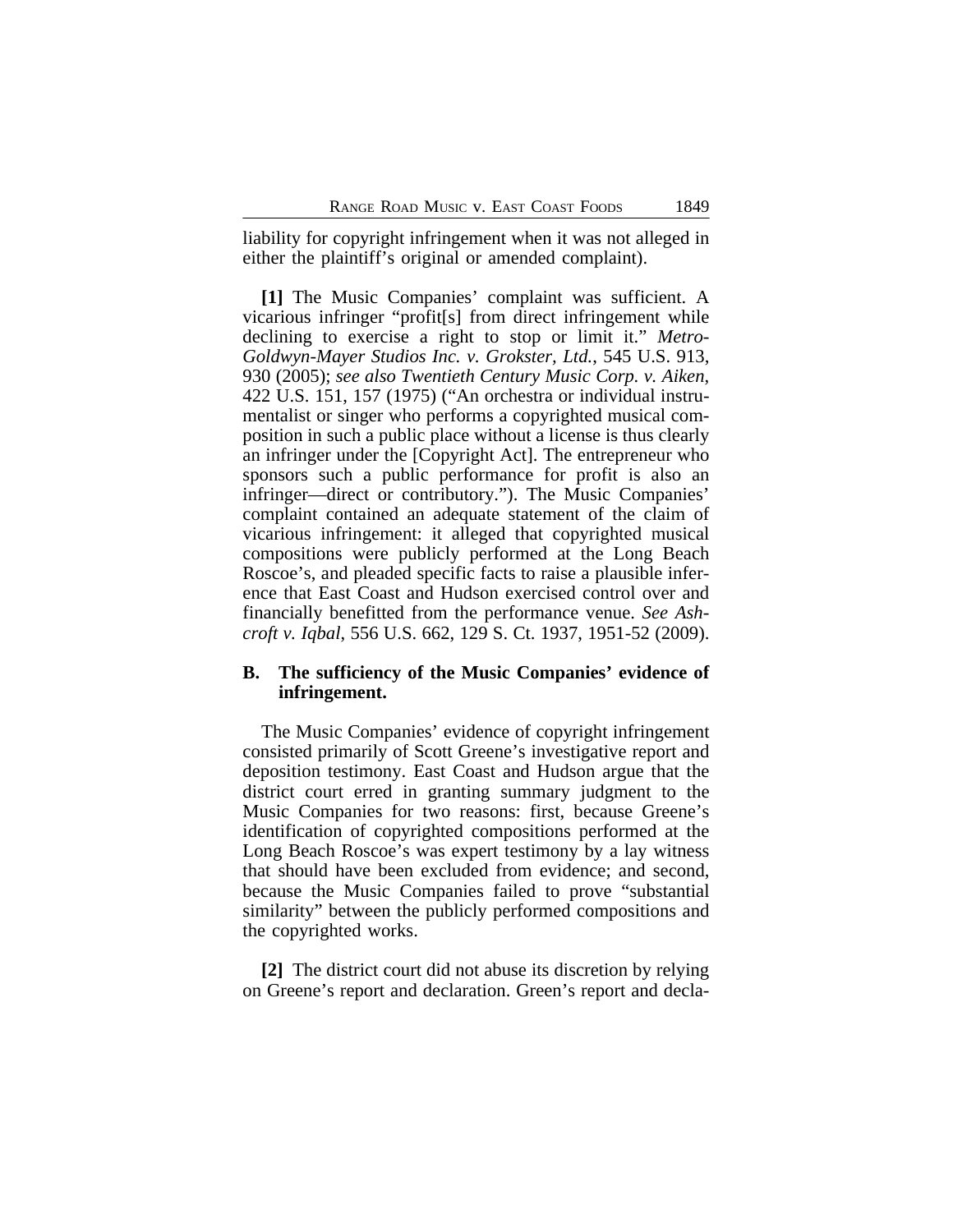liability for copyright infringement when it was not alleged in either the plaintiff's original or amended complaint).

**[1]** The Music Companies' complaint was sufficient. A vicarious infringer "profit[s] from direct infringement while declining to exercise a right to stop or limit it." *Metro-Goldwyn-Mayer Studios Inc. v. Grokster, Ltd.*, 545 U.S. 913, 930 (2005); *see also Twentieth Century Music Corp. v. Aiken*, 422 U.S. 151, 157 (1975) ("An orchestra or individual instrumentalist or singer who performs a copyrighted musical composition in such a public place without a license is thus clearly an infringer under the [Copyright Act]. The entrepreneur who sponsors such a public performance for profit is also an infringer—direct or contributory."). The Music Companies' complaint contained an adequate statement of the claim of vicarious infringement: it alleged that copyrighted musical compositions were publicly performed at the Long Beach Roscoe's, and pleaded specific facts to raise a plausible inference that East Coast and Hudson exercised control over and financially benefitted from the performance venue. *See Ashcroft v. Iqbal*, 556 U.S. 662, 129 S. Ct. 1937, 1951-52 (2009).

### B. The sufficiency of the Music Companies' evidence of infringement.

The Music Companies' evidence of copyright infringement consisted primarily of Scott Greene's investigative report and deposition testimony. East Coast and Hudson argue that the district court erred in granting summary judgment to the Music Companies for two reasons: first, because Greene's identification of copyrighted compositions performed at the Long Beach Roscoe's was expert testimony by a lay witness that should have been excluded from evidence; and second, because the Music Companies failed to prove "substantial similarity" between the publicly performed compositions and the copyrighted works.

**[2]** The district court did not abuse its discretion by relying on Greene's report and declaration. Green's report and decla-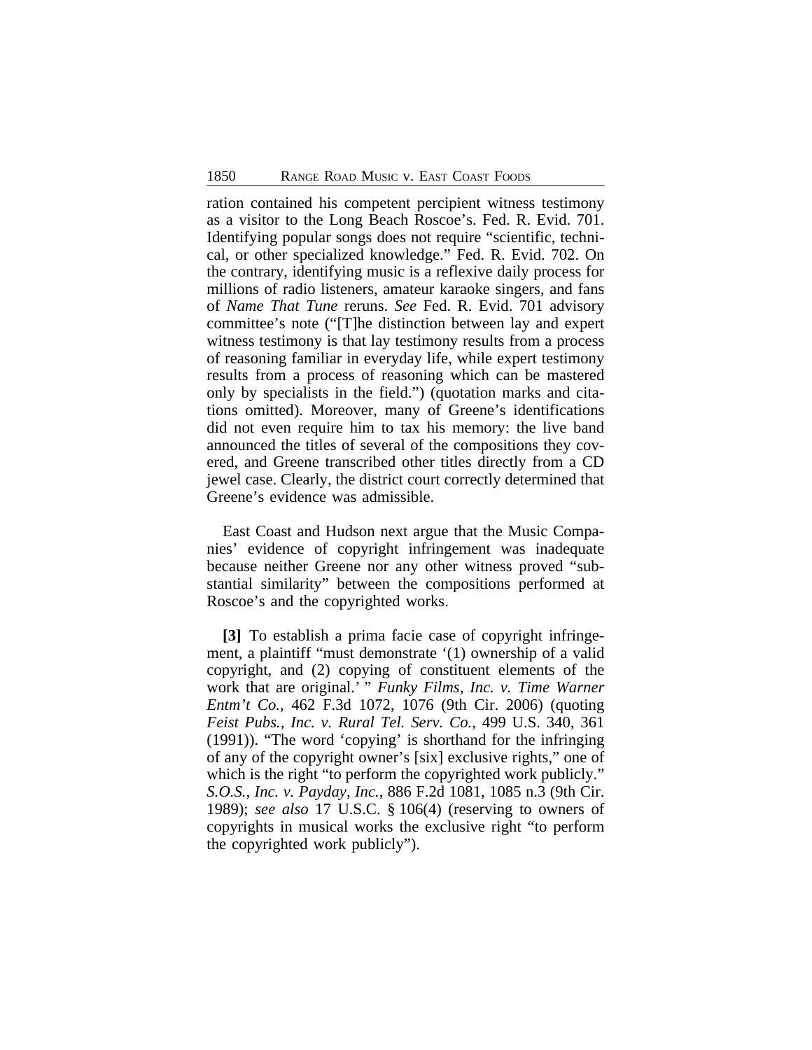ration contained his competent percipient witness testimony as a visitor to the Long Beach Roscoe's. Fed. R. Evid. 701. Identifying popular songs does not require "scientific, technical, or other specialized knowledge." Fed. R. Evid. 702. On the contrary, identifying music is a reflexive daily process for millions of radio listeners, amateur karaoke singers, and fans of *Name That Tune* reruns. *See* Fed. R. Evid. 701 advisory committee's note ("[T]he distinction between lay and expert witness testimony is that lay testimony results from a process of reasoning familiar in everyday life, while expert testimony results from a process of reasoning which can be mastered only by specialists in the field.") (quotation marks and citations omitted). Moreover, many of Greene's identifications did not even require him to tax his memory: the live band announced the titles of several of the compositions they covered, and Greene transcribed other titles directly from a CD jewel case. Clearly, the district court correctly determined that Greene's evidence was admissible.

East Coast and Hudson next argue that the Music Companies' evidence of copyright infringement was inadequate because neither Greene nor any other witness proved "substantial similarity" between the compositions performed at Roscoe's and the copyrighted works.

**[3]** To establish a prima facie case of copyright infringement, a plaintiff "must demonstrate '(1) ownership of a valid copyright, and (2) copying of constituent elements of the work that are original.' " *Funky Films, Inc. v. Time Warner Entm't Co.*, 462 F.3d 1072, 1076 (9th Cir. 2006) (quoting *Feist Pubs., Inc. v. Rural Tel. Serv. Co.*, 499 U.S. 340, 361 (1991)). "The word 'copying' is shorthand for the infringing of any of the copyright owner's [six] exclusive rights," one of which is the right "to perform the copyrighted work publicly." *S.O.S., Inc. v. Payday, Inc.*, 886 F.2d 1081, 1085 n.3 (9th Cir. 1989); *see also* 17 U.S.C. § 106(4) (reserving to owners of copyrights in musical works the exclusive right "to perform the copyrighted work publicly").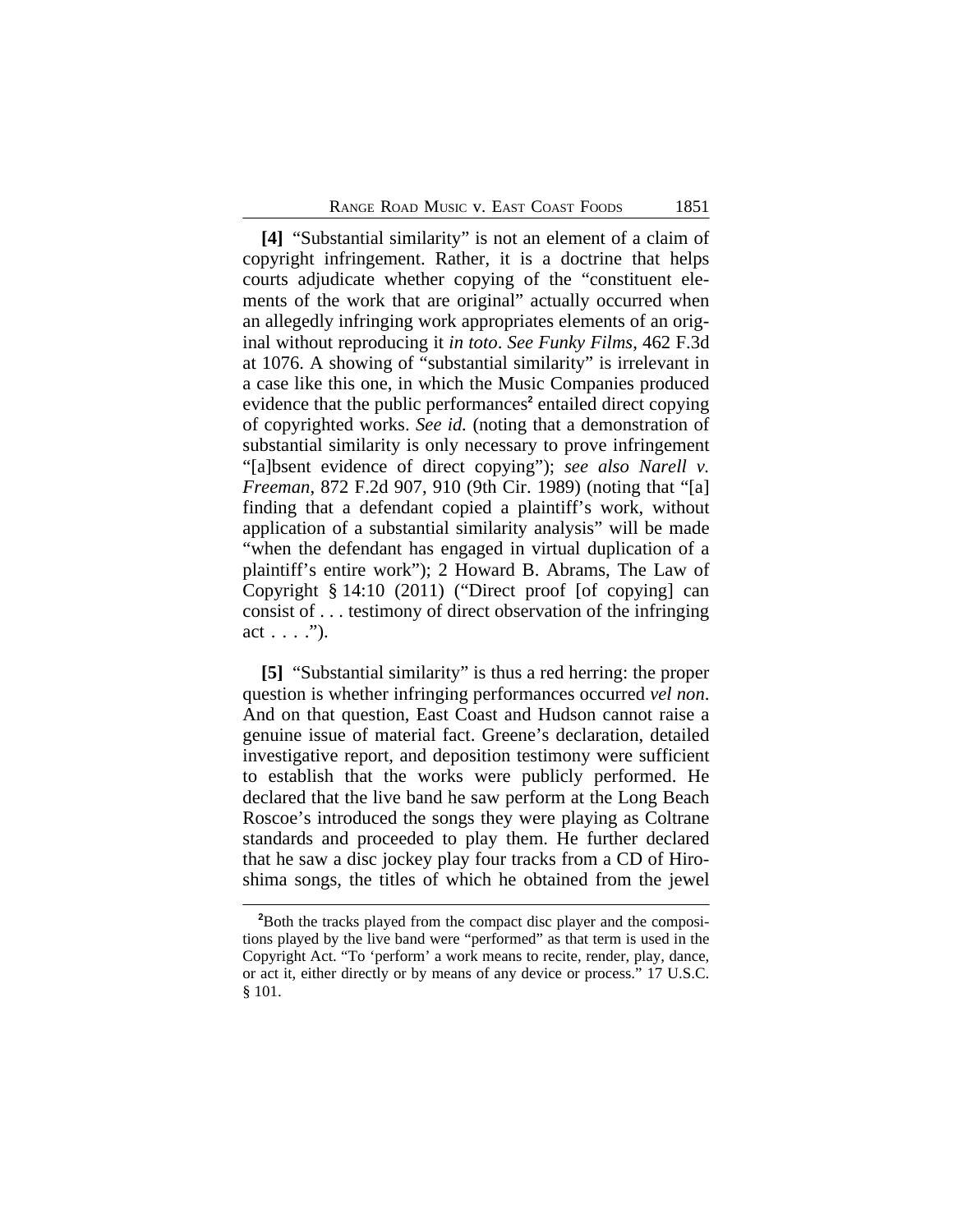**[4]** "Substantial similarity" is not an element of a claim of copyright infringement. Rather, it is a doctrine that helps courts adjudicate whether copying of the "constituent elements of the work that are original" actually occurred when an allegedly infringing work appropriates elements of an original without reproducing it *in toto*. *See Funky Films*, 462 F.3d at 1076. A showing of "substantial similarity" is irrelevant in a case like this one, in which the Music Companies produced evidence that the public performances[2] entailed direct copying of copyrighted works. *See id.* (noting that a demonstration of substantial similarity is only necessary to prove infringement "[a]bsent evidence of direct copying"); *see also Narell v. Freeman*, 872 F.2d 907, 910 (9th Cir. 1989) (noting that "[a] finding that a defendant copied a plaintiff's work, without application of a substantial similarity analysis" will be made "when the defendant has engaged in virtual duplication of a plaintiff's entire work"); 2 Howard B. Abrams, The Law of Copyright § 14:10 (2011) ("Direct proof [of copying] can consist of . . . testimony of direct observation of the infringing act . . . .").

**[5]** "Substantial similarity" is thus a red herring: the proper question is whether infringing performances occurred *vel non*. And on that question, East Coast and Hudson cannot raise a genuine issue of material fact. Greene's declaration, detailed investigative report, and deposition testimony were sufficient to establish that the works were publicly performed. He declared that the live band he saw perform at the Long Beach Roscoe's introduced the songs they were playing as Coltrane standards and proceeded to play them. He further declared that he saw a disc jockey play four tracks from a CD of Hiroshima songs, the titles of which he obtained from the jewel

---

[2]Both the tracks played from the compact disc player and the compositions played by the live band were "performed" as that term is used in the Copyright Act. "To 'perform' a work means to recite, render, play, dance, or act it, either directly or by means of any device or process." 17 U.S.C. § 101.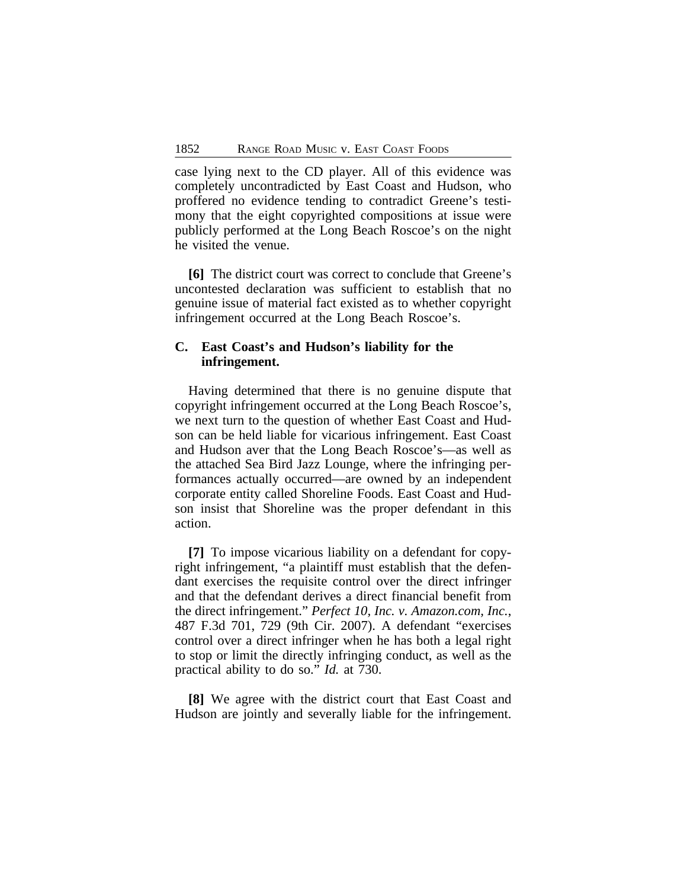case lying next to the CD player. All of this evidence was completely uncontradicted by East Coast and Hudson, who proffered no evidence tending to contradict Greene's testimony that the eight copyrighted compositions at issue were publicly performed at the Long Beach Roscoe's on the night he visited the venue.

**[6]** The district court was correct to conclude that Greene's uncontested declaration was sufficient to establish that no genuine issue of material fact existed as to whether copyright infringement occurred at the Long Beach Roscoe's.

### C. East Coast's and Hudson's liability for the infringement.

Having determined that there is no genuine dispute that copyright infringement occurred at the Long Beach Roscoe's, we next turn to the question of whether East Coast and Hudson can be held liable for vicarious infringement. East Coast and Hudson aver that the Long Beach Roscoe's—as well as the attached Sea Bird Jazz Lounge, where the infringing performances actually occurred—are owned by an independent corporate entity called Shoreline Foods. East Coast and Hudson insist that Shoreline was the proper defendant in this action.

**[7]** To impose vicarious liability on a defendant for copyright infringement, "a plaintiff must establish that the defendant exercises the requisite control over the direct infringer and that the defendant derives a direct financial benefit from the direct infringement." *Perfect 10, Inc. v. Amazon.com, Inc.*, 487 F.3d 701, 729 (9th Cir. 2007). A defendant "exercises control over a direct infringer when he has both a legal right to stop or limit the directly infringing conduct, as well as the practical ability to do so." *Id.* at 730.

**[8]** We agree with the district court that East Coast and Hudson are jointly and severally liable for the infringement.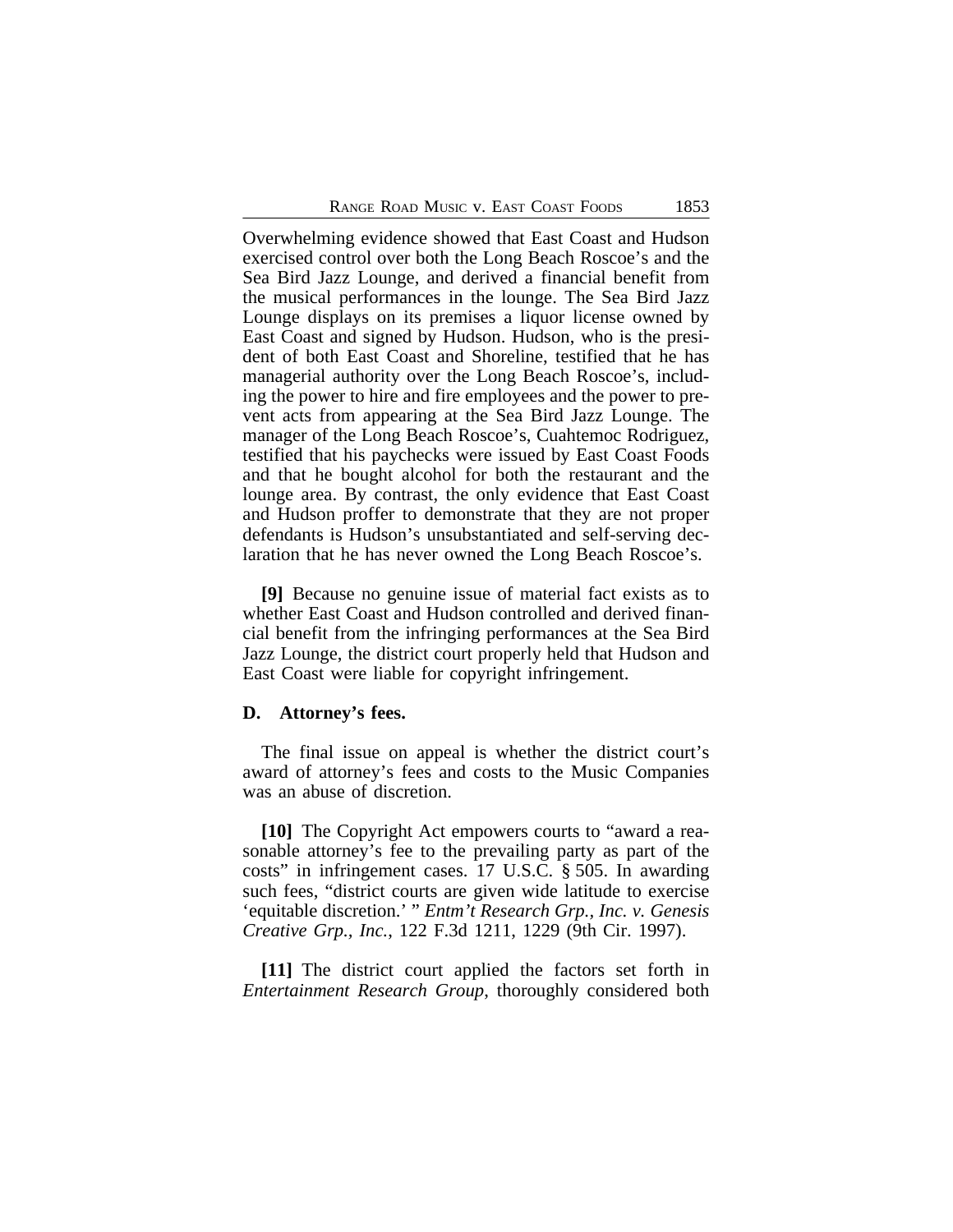Overwhelming evidence showed that East Coast and Hudson exercised control over both the Long Beach Roscoe's and the Sea Bird Jazz Lounge, and derived a financial benefit from the musical performances in the lounge. The Sea Bird Jazz Lounge displays on its premises a liquor license owned by East Coast and signed by Hudson. Hudson, who is the president of both East Coast and Shoreline, testified that he has managerial authority over the Long Beach Roscoe's, including the power to hire and fire employees and the power to prevent acts from appearing at the Sea Bird Jazz Lounge. The manager of the Long Beach Roscoe's, Cuahtemoc Rodriguez, testified that his paychecks were issued by East Coast Foods and that he bought alcohol for both the restaurant and the lounge area. By contrast, the only evidence that East Coast and Hudson proffer to demonstrate that they are not proper defendants is Hudson's unsubstantiated and self-serving declaration that he has never owned the Long Beach Roscoe's.

**[9]** Because no genuine issue of material fact exists as to whether East Coast and Hudson controlled and derived financial benefit from the infringing performances at the Sea Bird Jazz Lounge, the district court properly held that Hudson and East Coast were liable for copyright infringement.

### D. Attorney's fees.

The final issue on appeal is whether the district court's award of attorney's fees and costs to the Music Companies was an abuse of discretion.

**[10]** The Copyright Act empowers courts to "award a reasonable attorney's fee to the prevailing party as part of the costs" in infringement cases. 17 U.S.C. § 505. In awarding such fees, "district courts are given wide latitude to exercise 'equitable discretion.' " *Entm't Research Grp., Inc. v. Genesis Creative Grp., Inc.*, 122 F.3d 1211, 1229 (9th Cir. 1997).

**[11]** The district court applied the factors set forth in *Entertainment Research Group*, thoroughly considered both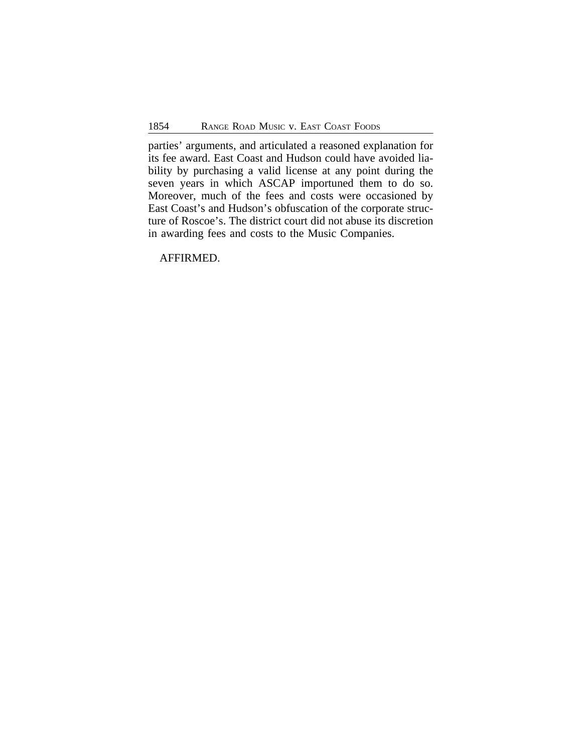parties' arguments, and articulated a reasoned explanation for its fee award. East Coast and Hudson could have avoided liability by purchasing a valid license at any point during the seven years in which ASCAP importuned them to do so. Moreover, much of the fees and costs were occasioned by East Coast's and Hudson's obfuscation of the corporate structure of Roscoe's. The district court did not abuse its discretion in awarding fees and costs to the Music Companies.

AFFIRMED.